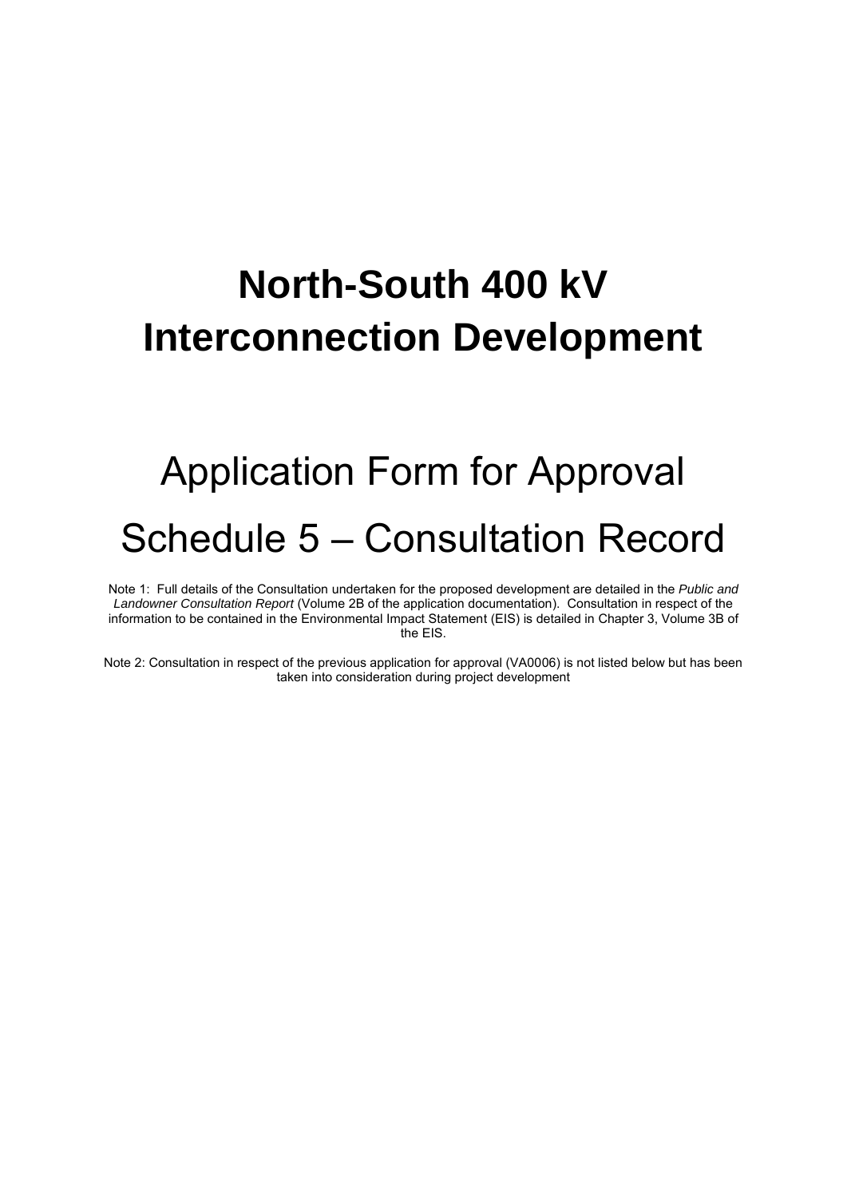# North-South 400 kV Interconnection Development

## Application Form for Approval

## Schedule 5 – Consultation Record

Note 1: Full details of the Consultation undertaken for the proposed development are detailed in the *Public and Landowner Consultation Report* (Volume 2B of the application documentation). Consultation in respect of the information to be contained in the Environmental Impact Statement (EIS) is detailed in Chapter 3, Volume 3B of the EIS.

Note 2: Consultation in respect of the previous application for approval (VA0006) is not listed below but has been taken into consideration during project development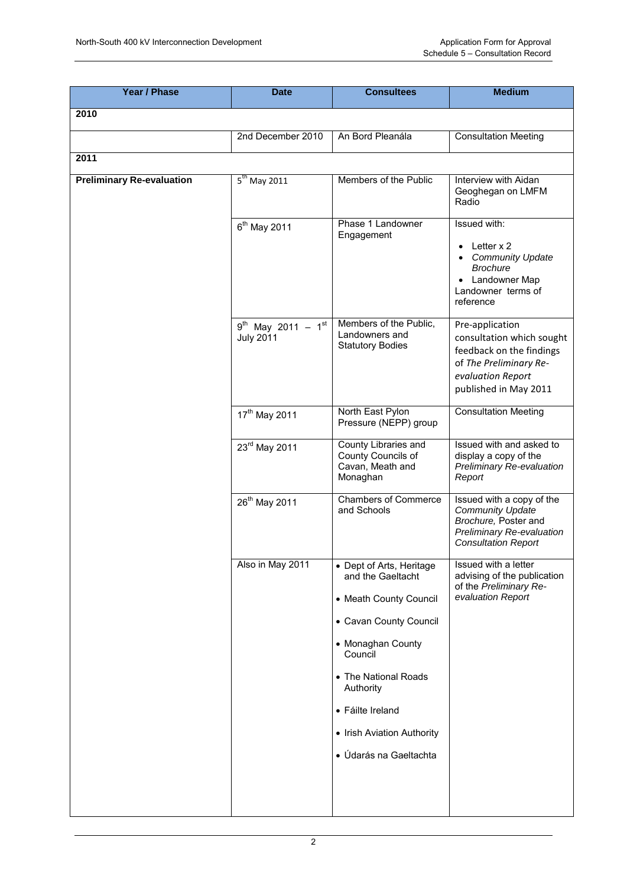| Year / Phase | Date | Consultees | Medium |
|---|---|---|---|
| **2010** | | | |
| | 2nd December 2010 | An Bord Pleanála | Consultation Meeting |
| **2011** | | | |
| **Preliminary Re-evaluation** | 5th May 2011 | Members of the Public | Interview with Aidan Geoghegan on LMFM Radio |
| | 6th May 2011 | Phase 1 Landowner Engagement | Issued with: <br>• Letter x 2 <br>• *Community Update Brochure* <br>• Landowner Map <br>Landowner terms of reference |
| | 9th May 2011 – 1st July 2011 | Members of the Public, Landowners and Statutory Bodies | Pre-application consultation which sought feedback on the findings of *The Preliminary Re-evaluation Report* published in May 2011 |
| | 17th May 2011 | North East Pylon Pressure (NEPP) group | Consultation Meeting |
| | 23rd May 2011 | County Libraries and County Councils of Cavan, Meath and Monaghan | Issued with and asked to display a copy of the *Preliminary Re-evaluation Report* |
| | 26th May 2011 | Chambers of Commerce and Schools | Issued with a copy of the *Community Update Brochure,* Poster and *Preliminary Re-evaluation Consultation Report* |
| | Also in May 2011 | • Dept of Arts, Heritage and the Gaeltacht <br>• Meath County Council <br>• Cavan County Council <br>• Monaghan County Council <br>• The National Roads Authority <br>• Fáilte Ireland <br>• Irish Aviation Authority <br>• Údarás na Gaeltachta | Issued with a letter advising of the publication of the *Preliminary Re-evaluation Report* |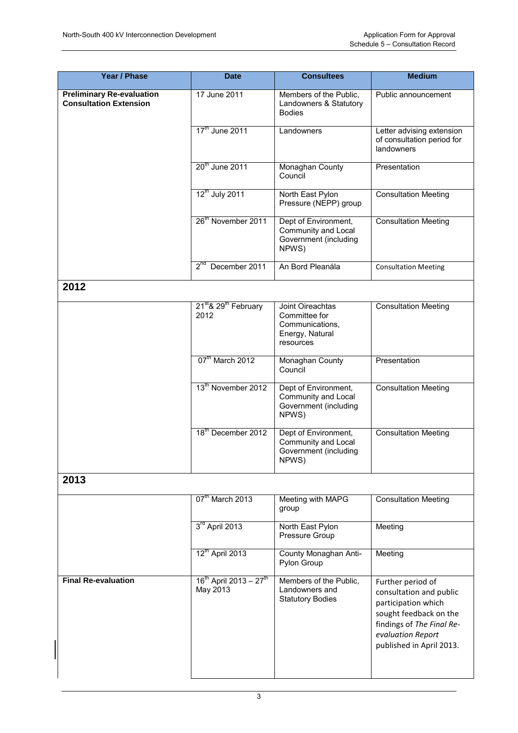| Year / Phase | Date | Consultees | Medium |
|---|---|---|---|
| **Preliminary Re-evaluation Consultation Extension** | 17 June 2011 | Members of the Public, Landowners & Statutory Bodies | Public announcement |
| | 17th June 2011 | Landowners | Letter advising extension of consultation period for landowners |
| | 20th June 2011 | Monaghan County Council | Presentation |
| | 12th July 2011 | North East Pylon Pressure (NEPP) group | Consultation Meeting |
| | 26th November 2011 | Dept of Environment, Community and Local Government (including NPWS) | Consultation Meeting |
| | 2nd December 2011 | An Bord Pleanála | Consultation Meeting |
| **2012** | | | |
| | 21st & 29th February 2012 | Joint Oireachtas Committee for Communications, Energy, Natural resources | Consultation Meeting |
| | 07th March 2012 | Monaghan County Council | Presentation |
| | 13th November 2012 | Dept of Environment, Community and Local Government (including NPWS) | Consultation Meeting |
| | 18th December 2012 | Dept of Environment, Community and Local Government (including NPWS) | Consultation Meeting |
| **2013** | | | |
| | 07th March 2013 | Meeting with MAPG group | Consultation Meeting |
| | 3rd April 2013 | North East Pylon Pressure Group | Meeting |
| | 12th April 2013 | County Monaghan Anti-Pylon Group | Meeting |
| **Final Re-evaluation** | 16th April 2013 – 27th May 2013 | Members of the Public, Landowners and Statutory Bodies | Further period of consultation and public participation which sought feedback on the findings of *The Final Re-evaluation Report* published in April 2013. |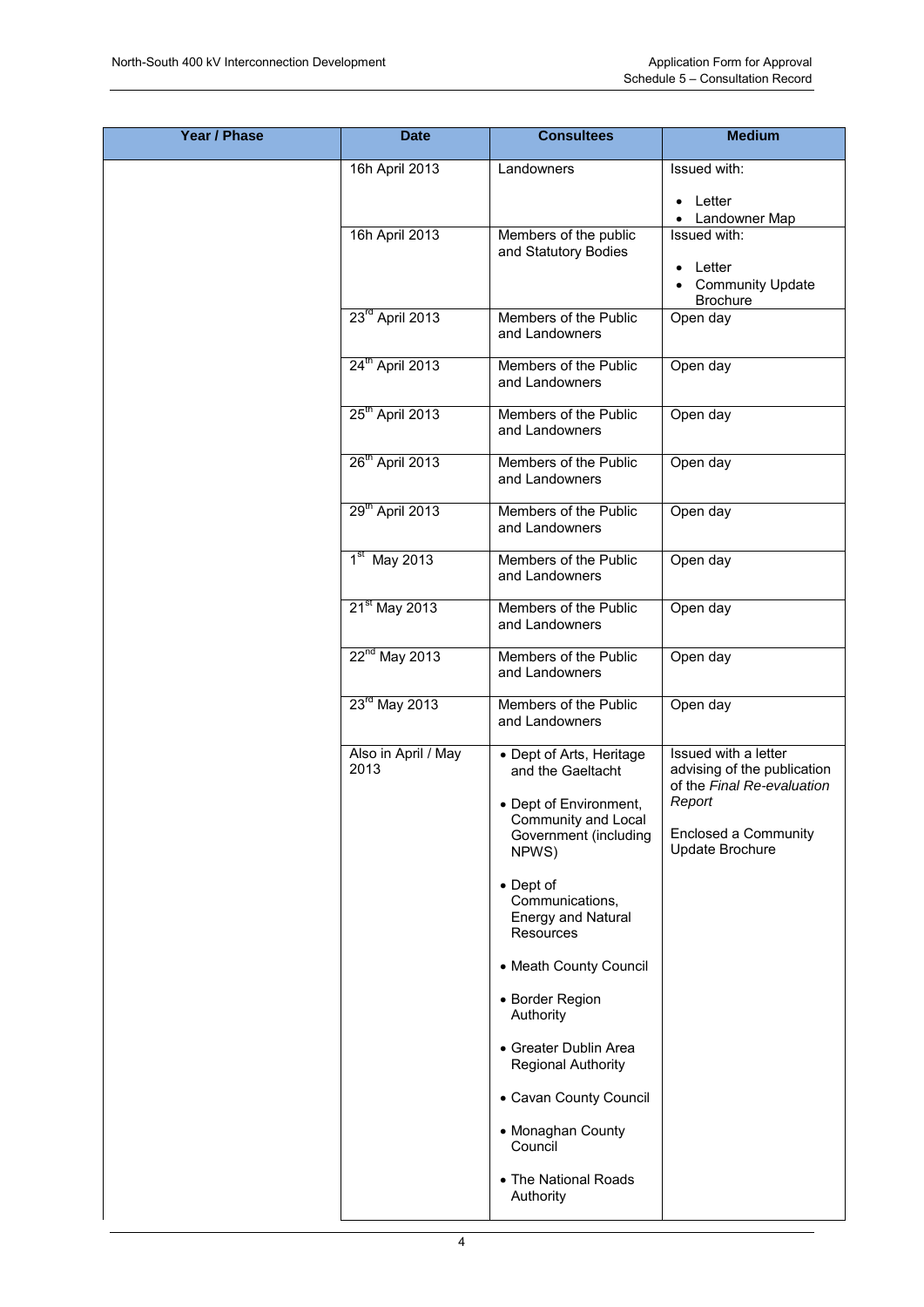| Year / Phase | Date | Consultees | Medium |
|---|---|---|---|
| | 16h April 2013 | Landowners | Issued with:<br>• Letter<br>• Landowner Map |
| | 16h April 2013 | Members of the public and Statutory Bodies | Issued with:<br>• Letter<br>• Community Update Brochure |
| | 23rd April 2013 | Members of the Public and Landowners | Open day |
| | 24th April 2013 | Members of the Public and Landowners | Open day |
| | 25th April 2013 | Members of the Public and Landowners | Open day |
| | 26th April 2013 | Members of the Public and Landowners | Open day |
| | 29th April 2013 | Members of the Public and Landowners | Open day |
| | 1st May 2013 | Members of the Public and Landowners | Open day |
| | 21st May 2013 | Members of the Public and Landowners | Open day |
| | 22nd May 2013 | Members of the Public and Landowners | Open day |
| | 23rd May 2013 | Members of the Public and Landowners | Open day |
| | Also in April / May 2013 | • Dept of Arts, Heritage and the Gaeltacht<br>• Dept of Environment, Community and Local Government (including NPWS)<br>• Dept of Communications, Energy and Natural Resources<br>• Meath County Council<br>• Border Region Authority<br>• Greater Dublin Area Regional Authority<br>• Cavan County Council<br>• Monaghan County Council<br>• The National Roads Authority | Issued with a letter advising of the publication of the *Final Re-evaluation Report*<br>Enclosed a Community Update Brochure |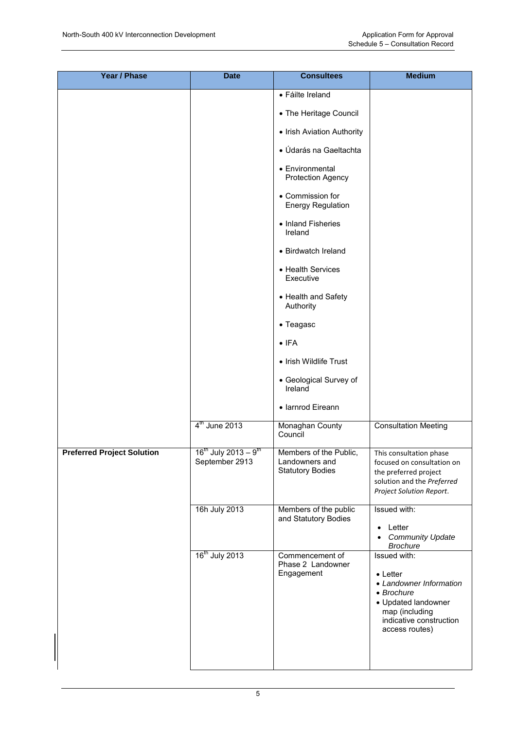| Year / Phase | Date | Consultees | Medium |
|---|---|---|---|
| | | • Fáilte Ireland<br>• The Heritage Council<br>• Irish Aviation Authority<br>• Údarás na Gaeltachta<br>• Environmental Protection Agency<br>• Commission for Energy Regulation<br>• Inland Fisheries Ireland<br>• Birdwatch Ireland<br>• Health Services Executive<br>• Health and Safety Authority<br>• Teagasc<br>• IFA<br>• Irish Wildlife Trust<br>• Geological Survey of Ireland<br>• Iarnrod Eireann | |
| | 4th June 2013 | Monaghan County Council | Consultation Meeting |
| **Preferred Project Solution** | 16th July 2013 – 9th September 2913 | Members of the Public, Landowners and Statutory Bodies | This consultation phase focused on consultation on the preferred project solution and the *Preferred Project Solution Report*. |
| | 16h July 2013 | Members of the public and Statutory Bodies | Issued with:<br>• Letter<br>• *Community Update Brochure* |
| | 16th July 2013 | Commencement of Phase 2 Landowner Engagement | Issued with:<br>• Letter<br>• *Landowner Information*<br>• *Brochure*<br>• Updated landowner map (including indicative construction access routes) |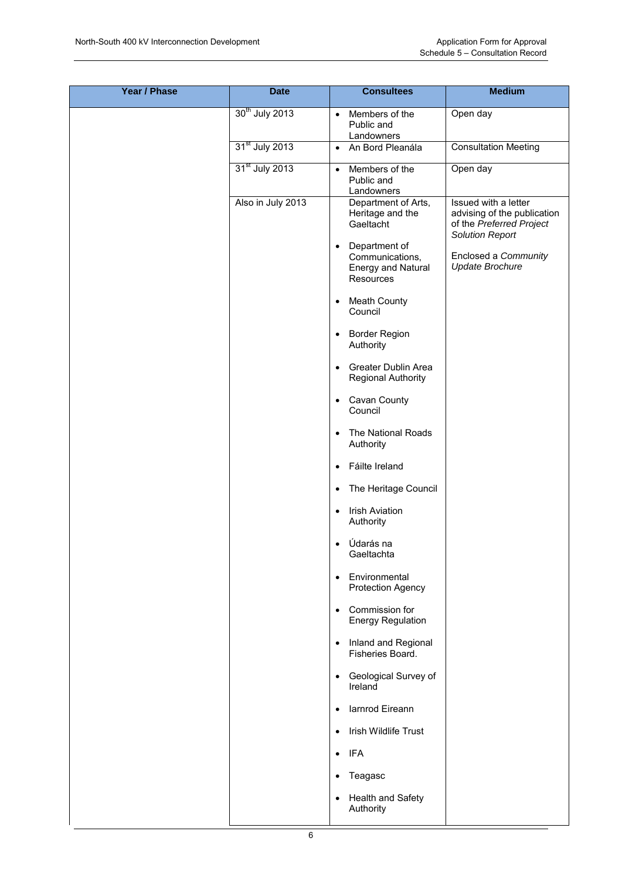| Year / Phase | Date | Consultees | Medium |
|---|---|---|---|
| | 30th July 2013 | • Members of the Public and Landowners | Open day |
| | 31st July 2013 | • An Bord Pleanála | Consultation Meeting |
| | 31st July 2013 | • Members of the Public and Landowners | Open day |
| | Also in July 2013 | Department of Arts, Heritage and the Gaeltacht<br>• Department of Communications, Energy and Natural Resources<br>• Meath County Council<br>• Border Region Authority<br>• Greater Dublin Area Regional Authority<br>• Cavan County Council<br>• The National Roads Authority<br>• Fáilte Ireland<br>• The Heritage Council<br>• Irish Aviation Authority<br>• Údarás na Gaeltachta<br>• Environmental Protection Agency<br>• Commission for Energy Regulation<br>• Inland and Regional Fisheries Board.<br>• Geological Survey of Ireland<br>• Iarnrod Eireann<br>• Irish Wildlife Trust<br>• IFA<br>• Teagasc<br>• Health and Safety Authority | Issued with a letter advising of the publication of the *Preferred Project Solution Report*<br><br>Enclosed a *Community Update Brochure* |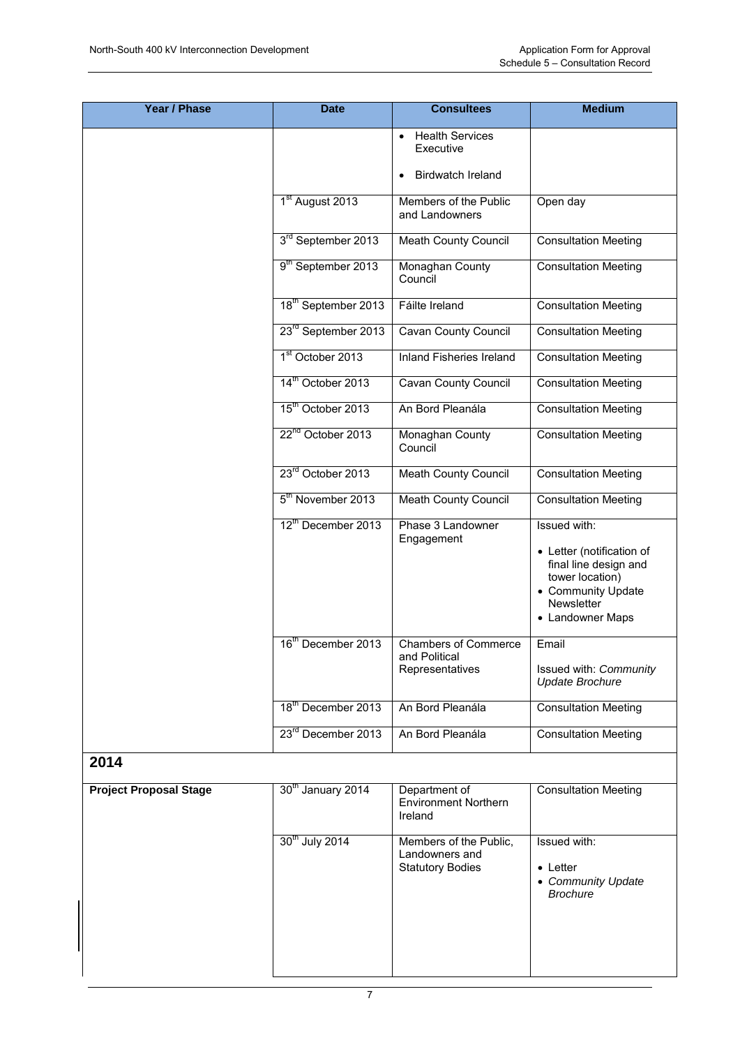| Year / Phase | Date | Consultees | Medium |
|---|---|---|---|
| | | • Health Services Executive<br>• Birdwatch Ireland | |
| | 1st August 2013 | Members of the Public and Landowners | Open day |
| | 3rd September 2013 | Meath County Council | Consultation Meeting |
| | 9th September 2013 | Monaghan County Council | Consultation Meeting |
| | 18th September 2013 | Fáilte Ireland | Consultation Meeting |
| | 23rd September 2013 | Cavan County Council | Consultation Meeting |
| | 1st October 2013 | Inland Fisheries Ireland | Consultation Meeting |
| | 14th October 2013 | Cavan County Council | Consultation Meeting |
| | 15th October 2013 | An Bord Pleanála | Consultation Meeting |
| | 22nd October 2013 | Monaghan County Council | Consultation Meeting |
| | 23rd October 2013 | Meath County Council | Consultation Meeting |
| | 5th November 2013 | Meath County Council | Consultation Meeting |
| | 12th December 2013 | Phase 3 Landowner Engagement | Issued with:<br>• Letter (notification of final line design and tower location)<br>• Community Update Newsletter<br>• Landowner Maps |
| | 16th December 2013 | Chambers of Commerce and Political Representatives | Email<br>Issued with: *Community Update Brochure* |
| | 18th December 2013 | An Bord Pleanála | Consultation Meeting |
| | 23rd December 2013 | An Bord Pleanála | Consultation Meeting |
| **2014** | | | |
| **Project Proposal Stage** | 30th January 2014 | Department of Environment Northern Ireland | Consultation Meeting |
| | 30th July 2014 | Members of the Public, Landowners and Statutory Bodies | Issued with:<br>• Letter<br>• *Community Update Brochure* |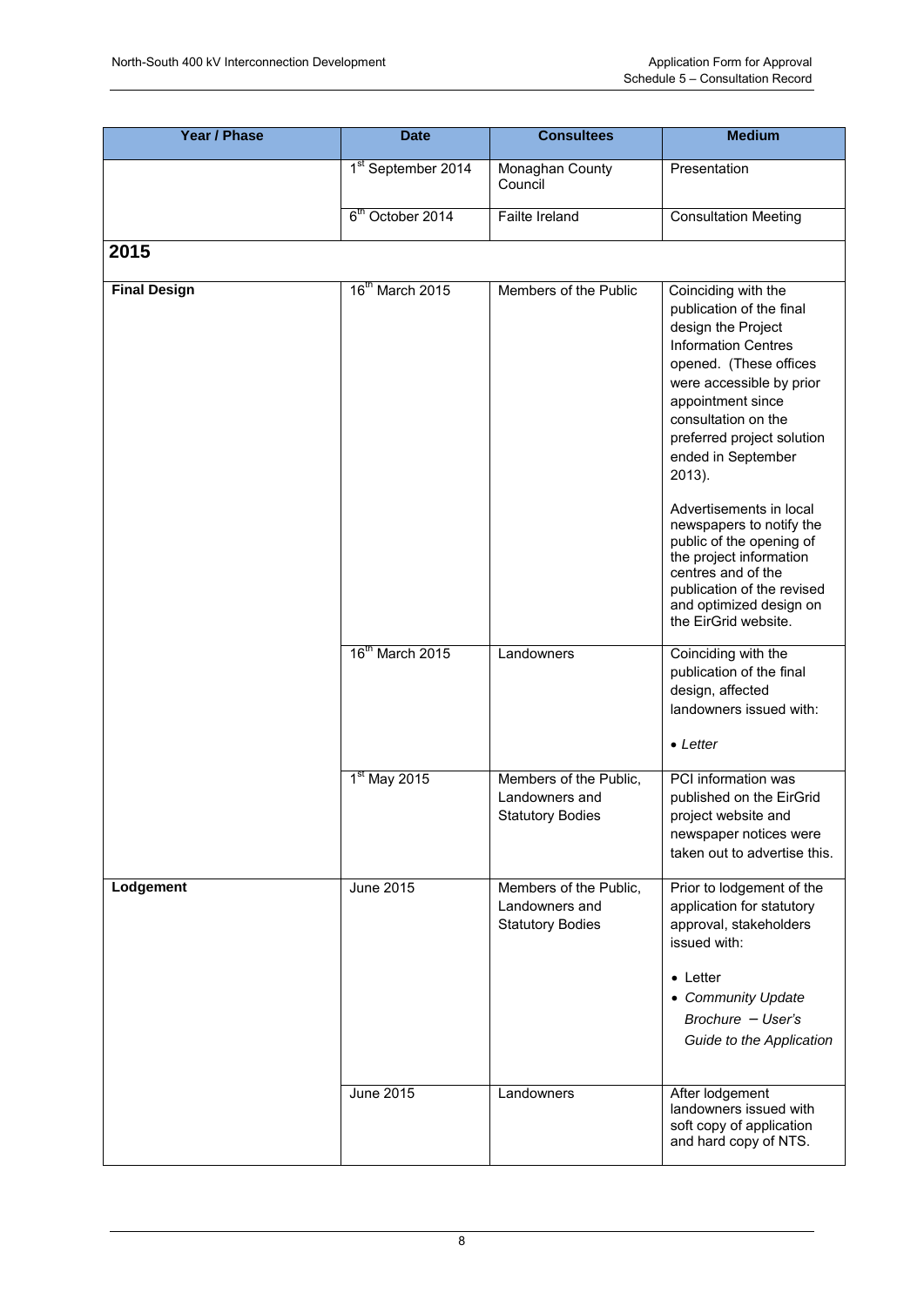| Year / Phase | Date | Consultees | Medium |
|---|---|---|---|
| | 1st September 2014 | Monaghan County Council | Presentation |
| | 6th October 2014 | Failte Ireland | Consultation Meeting |
| **2015** | | | |
| **Final Design** | 16th March 2015 | Members of the Public | Coinciding with the publication of the final design the Project Information Centres opened. (These offices were accessible by prior appointment since consultation on the preferred project solution ended in September 2013).<br><br>Advertisements in local newspapers to notify the public of the opening of the project information centres and of the publication of the revised and optimized design on the EirGrid website. |
| | 16th March 2015 | Landowners | Coinciding with the publication of the final design, affected landowners issued with:<br><br>• *Letter* |
| | 1st May 2015 | Members of the Public, Landowners and Statutory Bodies | PCI information was published on the EirGrid project website and newspaper notices were taken out to advertise this. |
| **Lodgement** | June 2015 | Members of the Public, Landowners and Statutory Bodies | Prior to lodgement of the application for statutory approval, stakeholders issued with:<br><br>• Letter<br>• *Community Update Brochure – User's Guide to the Application* |
| | June 2015 | Landowners | After lodgement landowners issued with soft copy of application and hard copy of NTS. |